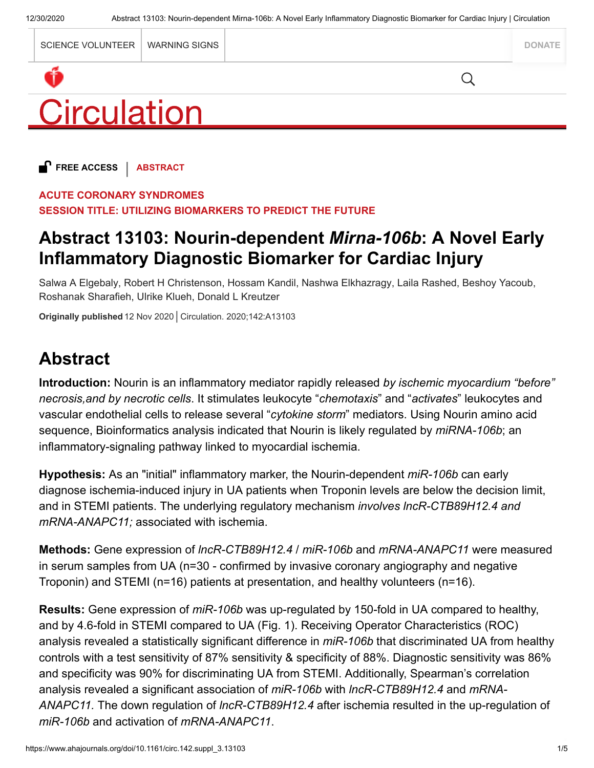FREE ACCESS | ABSTRACT

ACUTE CORONARY SYNDROMES

SESSION TITLE: UTILIZING BIOMARKERS TO PREDICT THE FUTURE

# Abstract 13103: Nourin-dependent *Mirna-106b*: A Novel Early Inflammatory Diagnostic Biomarker for Cardiac Injury

Salwa A Elgebaly, Robert H Christenson, Hossam Kandil, Nashwa Elkhazragy, Laila Rashed, Beshoy Yacoub, Roshanak Sharafieh, Ulrike Klueh, Donald L Kreutzer

**Originally published** 12 Nov 2020 | Circulation. 2020;142:A13103

## Abstract

**Introduction:** Nourin is an inflammatory mediator rapidly released *by ischemic myocardium "before" necrosis,and by necrotic cells*. It stimulates leukocyte "*chemotaxis*" and "*activates*" leukocytes and vascular endothelial cells to release several "*cytokine storm*" mediators. Using Nourin amino acid sequence, Bioinformatics analysis indicated that Nourin is likely regulated by *miRNA-106b*; an inflammatory-signaling pathway linked to myocardial ischemia.

**Hypothesis:** As an "initial" inflammatory marker, the Nourin-dependent *miR-106b* can early diagnose ischemia-induced injury in UA patients when Troponin levels are below the decision limit, and in STEMI patients. The underlying regulatory mechanism *involves lncR-CTB89H12.4 and mRNA-ANAPC11;* associated with ischemia.

**Methods:** Gene expression of *lncR-CTB89H12.4* / *miR-106b* and *mRNA-ANAPC11* were measured in serum samples from UA (n=30 - confirmed by invasive coronary angiography and negative Troponin) and STEMI (n=16) patients at presentation, and healthy volunteers (n=16).

**Results:** Gene expression of *miR-106b* was up-regulated by 150-fold in UA compared to healthy, and by 4.6-fold in STEMI compared to UA (Fig. 1). Receiving Operator Characteristics (ROC) analysis revealed a statistically significant difference in *miR-106b* that discriminated UA from healthy controls with a test sensitivity of 87% sensitivity & specificity of 88%. Diagnostic sensitivity was 86% and specificity was 90% for discriminating UA from STEMI. Additionally, Spearman's correlation analysis revealed a significant association of *miR-106b* with *lncR-CTB89H12.4* and *mRNA-ANAPC11.* The down regulation of *lncR-CTB89H12.4* after ischemia resulted in the up-regulation of *miR-106b* and activation of *mRNA-ANAPC11*.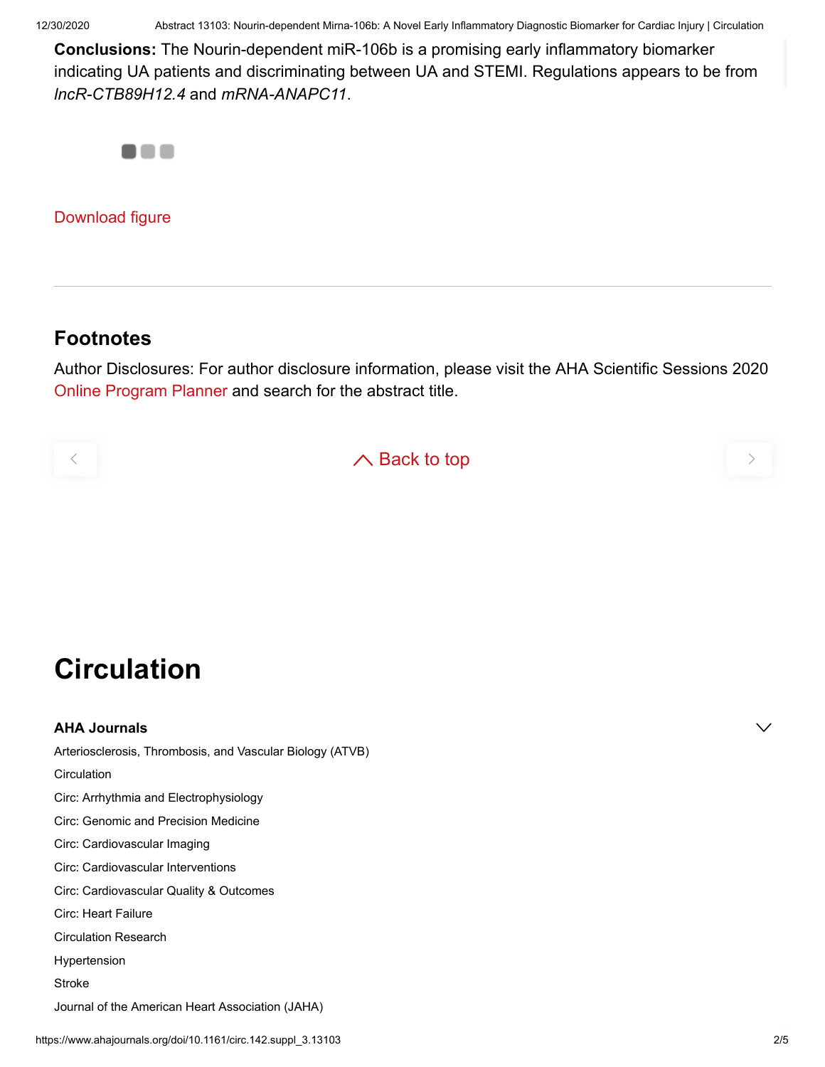**Conclusions:** The Nourin-dependent miR-106b is a promising early inflammatory biomarker indicating UA patients and discriminating between UA and STEMI. Regulations appears to be from *lncR-CTB89H12.4* and *mRNA-ANAPC11*.

Download figure

## Footnotes

Author Disclosures: For author disclosure information, please visit the AHA Scientific Sessions 2020 Online Program Planner and search for the abstract title.

Back to top

# Circulation

**AHA Journals**

Arteriosclerosis, Thrombosis, and Vascular Biology (ATVB)

Circulation

Circ: Arrhythmia and Electrophysiology

Circ: Genomic and Precision Medicine

Circ: Cardiovascular Imaging

Circ: Cardiovascular Interventions

Circ: Cardiovascular Quality & Outcomes

Circ: Heart Failure

Circulation Research

Hypertension

Stroke

Journal of the American Heart Association (JAHA)